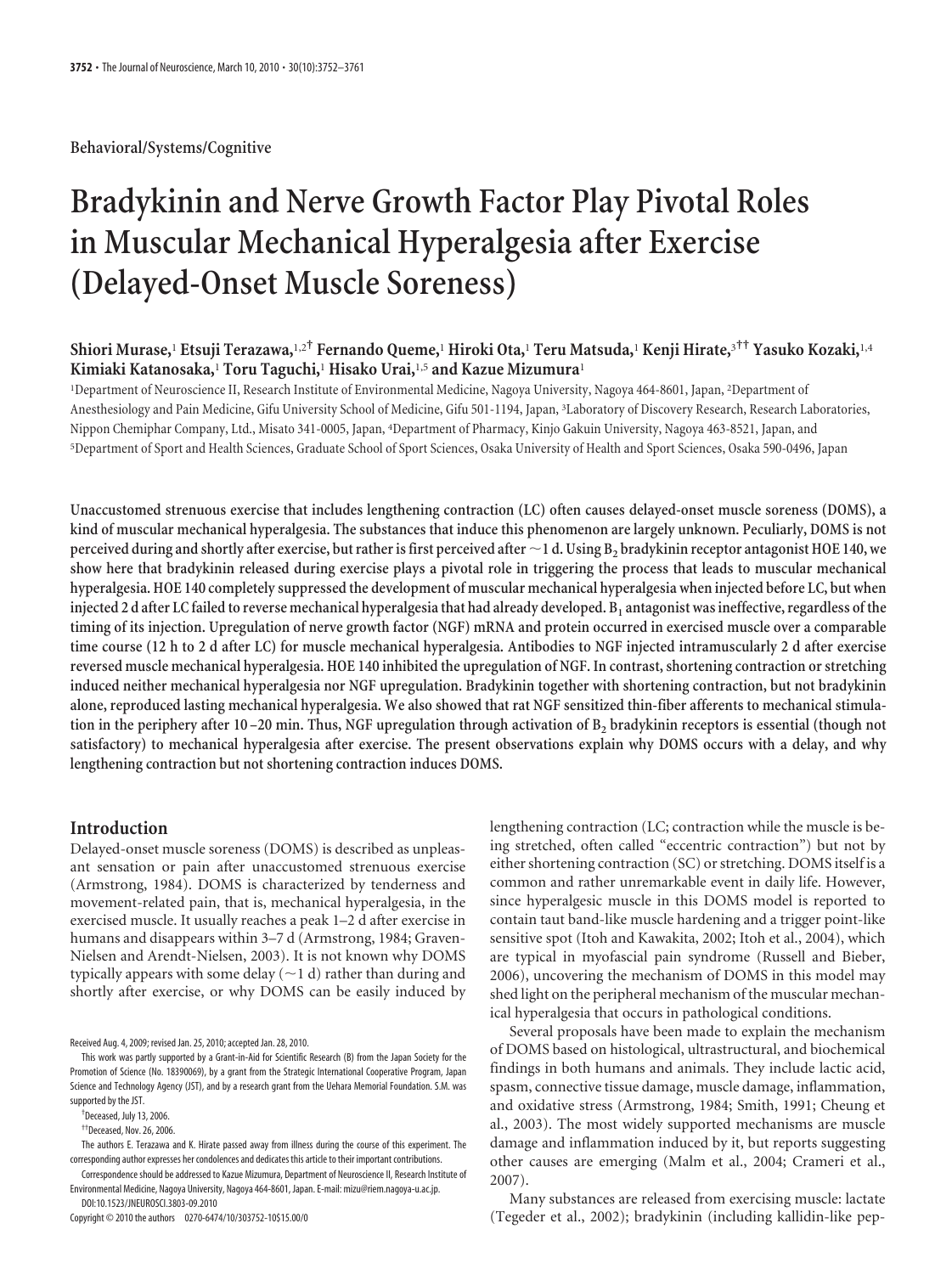Behavioral/Systems/Cognitive

# Bradykinin and Nerve Growth Factor Play Pivotal Roles in Muscular Mechanical Hyperalgesia after Exercise (Delayed-Onset Muscle Soreness)

**Shiori Murase,[1] Etsuji Terazawa,[1,2†] Fernando Queme,[1] Hiroki Ota,[1] Teru Matsuda,[1] Kenji Hirate,[3††] Yasuko Kozaki,[1,4] Kimiaki Katanosaka,[1] Toru Taguchi,[1] Hisako Urai,[1,5] and Kazue Mizumura[1]**

[1]Department of Neuroscience II, Research Institute of Environmental Medicine, Nagoya University, Nagoya 464-8601, Japan, [2]Department of Anesthesiology and Pain Medicine, Gifu University School of Medicine, Gifu 501-1194, Japan, [3]Laboratory of Discovery Research, Research Laboratories, Nippon Chemiphar Company, Ltd., Misato 341-0005, Japan, [4]Department of Pharmacy, Kinjo Gakuin University, Nagoya 463-8521, Japan, and [5]Department of Sport and Health Sciences, Graduate School of Sport Sciences, Osaka University of Health and Sport Sciences, Osaka 590-0496, Japan

**Unaccustomed strenuous exercise that includes lengthening contraction (LC) often causes delayed-onset muscle soreness (DOMS), a kind of muscular mechanical hyperalgesia. The substances that induce this phenomenon are largely unknown. Peculiarly, DOMS is not perceived during and shortly after exercise, but rather is first perceived after ~1 d. Using $B_2$ bradykinin receptor antagonist HOE 140, we show here that bradykinin released during exercise plays a pivotal role in triggering the process that leads to muscular mechanical hyperalgesia. HOE 140 completely suppressed the development of muscular mechanical hyperalgesia when injected before LC, but when injected 2 d after LC failed to reverse mechanical hyperalgesia that had already developed. $B_1$ antagonist was ineffective, regardless of the timing of its injection. Upregulation of nerve growth factor (NGF) mRNA and protein occurred in exercised muscle over a comparable time course (12 h to 2 d after LC) for muscle mechanical hyperalgesia. Antibodies to NGF injected intramuscularly 2 d after exercise reversed muscle mechanical hyperalgesia. HOE 140 inhibited the upregulation of NGF. In contrast, shortening contraction or stretching induced neither mechanical hyperalgesia nor NGF upregulation. Bradykinin together with shortening contraction, but not bradykinin alone, reproduced lasting mechanical hyperalgesia. We also showed that rat NGF sensitized thin-fiber afferents to mechanical stimulation in the periphery after 10–20 min. Thus, NGF upregulation through activation of $B_2$ bradykinin receptors is essential (though not satisfactory) to mechanical hyperalgesia after exercise. The present observations explain why DOMS occurs with a delay, and why lengthening contraction but not shortening contraction induces DOMS.**

## Introduction

Delayed-onset muscle soreness (DOMS) is described as unpleasant sensation or pain after unaccustomed strenuous exercise (Armstrong, 1984). DOMS is characterized by tenderness and movement-related pain, that is, mechanical hyperalgesia, in the exercised muscle. It usually reaches a peak 1–2 d after exercise in humans and disappears within 3–7 d (Armstrong, 1984; Graven-Nielsen and Arendt-Nielsen, 2003). It is not known why DOMS typically appears with some delay (~1 d) rather than during and shortly after exercise, or why DOMS can be easily induced by lengthening contraction (LC; contraction while the muscle is being stretched, often called "eccentric contraction") but not by either shortening contraction (SC) or stretching. DOMS itself is a common and rather unremarkable event in daily life. However, since hyperalgesic muscle in this DOMS model is reported to contain taut band-like muscle hardening and a trigger point-like sensitive spot (Itoh and Kawakita, 2002; Itoh et al., 2004), which are typical in myofascial pain syndrome (Russell and Bieber, 2006), uncovering the mechanism of DOMS in this model may shed light on the peripheral mechanism of the muscular mechanical hyperalgesia that occurs in pathological conditions.

Several proposals have been made to explain the mechanism of DOMS based on histological, ultrastructural, and biochemical findings in both humans and animals. They include lactic acid, spasm, connective tissue damage, muscle damage, inflammation, and oxidative stress (Armstrong, 1984; Smith, 1991; Cheung et al., 2003). The most widely supported mechanisms are muscle damage and inflammation induced by it, but reports suggesting other causes are emerging (Malm et al., 2004; Crameri et al., 2007).

Many substances are released from exercising muscle: lactate (Tegeder et al., 2002); bradykinin (including kallidin-like pep-

Received Aug. 4, 2009; revised Jan. 25, 2010; accepted Jan. 28, 2010.

This work was partly supported by a Grant-in-Aid for Scientific Research (B) from the Japan Society for the Promotion of Science (No. 18390069), by a grant from the Strategic International Cooperative Program, Japan Science and Technology Agency (JST), and by a research grant from the Uehara Memorial Foundation. S.M. was supported by the JST.

†Deceased, July 13, 2006.

††Deceased, Nov. 26, 2006.

The authors E. Terazawa and K. Hirate passed away from illness during the course of this experiment. The corresponding author expresses her condolences and dedicates this article to their important contributions.

Correspondence should be addressed to Kazue Mizumura, Department of Neuroscience II, Research Institute of Environmental Medicine, Nagoya University, Nagoya 464-8601, Japan. E-mail: mizu@riem.nagoya-u.ac.jp.

DOI:10.1523/JNEUROSCI.3803-09.2010

Copyright © 2010 the authors 0270-6474/10/303752-10$15.00/0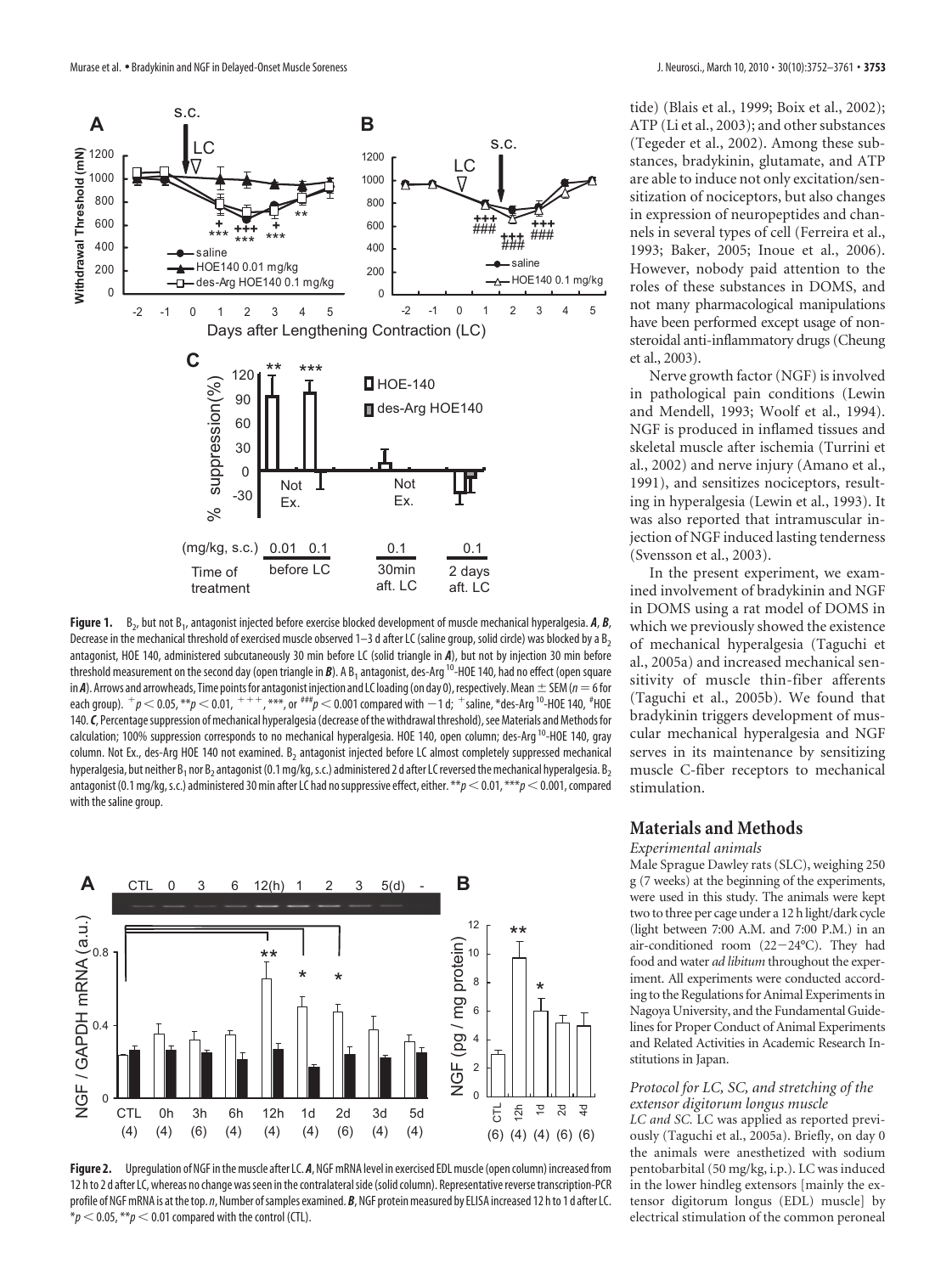**Figure 1.** $B_2$, but not $B_1$, antagonist injected before exercise blocked development of muscle mechanical hyperalgesia. ***A***, ***B***, Decrease in the mechanical threshold of exercised muscle observed 1–3 d after LC (saline group, solid circle) was blocked by a $B_2$ antagonist, HOE 140, administered subcutaneously 30 min before LC (solid triangle in ***A***), but not by injection 30 min before threshold measurement on the second day (open triangle in ***B***). A $B_1$ antagonist, des-Arg[10]-HOE 140, had no effect (open square in ***A***). Arrows and arrowheads, Time points for antagonist injection and LC loading (on day 0), respectively. Mean ± SEM ($n = 6$ for each group). $^{+}p < 0.05$, $^{**}p < 0.01$, $^{+++}$, $^{***}$, or $^{\#\#\#}p < 0.001$ compared with −1 d; $^{+}$saline, *des-Arg[10]-HOE 140, $^{\#}$HOE 140. ***C***, Percentage suppression of mechanical hyperalgesia (decrease of the withdrawal threshold), see Materials and Methods for calculation; 100% suppression corresponds to no mechanical hyperalgesia. HOE 140, open column; des-Arg[10]-HOE 140, gray column. Not Ex., des-Arg HOE 140 not examined. $B_2$ antagonist injected before LC almost completely suppressed mechanical hyperalgesia, but neither $B_1$ nor $B_2$ antagonist (0.1 mg/kg, s.c.) administered 2 d after LC reversed the mechanical hyperalgesia. $B_2$ antagonist (0.1 mg/kg, s.c.) administered 30 min after LC had no suppressive effect, either. $^{**}p < 0.01$, $^{***}p < 0.001$, compared with the saline group.

**Figure 2.** Upregulation of NGF in the muscle after LC. ***A***, NGF mRNA level in exercised EDL muscle (open column) increased from 12 h to 2 d after LC, whereas no change was seen in the contralateral side (solid column). Representative reverse transcription-PCR profile of NGF mRNA is at the top. *n*, Number of samples examined. ***B***, NGF protein measured by ELISA increased 12 h to 1 d after LC. $^{*}p < 0.05$, $^{**}p < 0.01$ compared with the control (CTL).

tide) (Blais et al., 1999; Boix et al., 2002); ATP (Li et al., 2003); and other substances (Tegeder et al., 2002). Among these substances, bradykinin, glutamate, and ATP are able to induce not only excitation/sensitization of nociceptors, but also changes in expression of neuropeptides and channels in several types of cell (Ferreira et al., 1993; Baker, 2005; Inoue et al., 2006). However, nobody paid attention to the roles of these substances in DOMS, and not many pharmacological manipulations have been performed except usage of nonsteroidal anti-inflammatory drugs (Cheung et al., 2003).

Nerve growth factor (NGF) is involved in pathological pain conditions (Lewin and Mendell, 1993; Woolf et al., 1994). NGF is produced in inflamed tissues and skeletal muscle after ischemia (Turrini et al., 2002) and nerve injury (Amano et al., 1991), and sensitizes nociceptors, resulting in hyperalgesia (Lewin et al., 1993). It was also reported that intramuscular injection of NGF induced lasting tenderness (Svensson et al., 2003).

In the present experiment, we examined involvement of bradykinin and NGF in DOMS using a rat model of DOMS in which we previously showed the existence of mechanical hyperalgesia (Taguchi et al., 2005a) and increased mechanical sensitivity of muscle thin-fiber afferents (Taguchi et al., 2005b). We found that bradykinin triggers development of muscular mechanical hyperalgesia and NGF serves in its maintenance by sensitizing muscle C-fiber receptors to mechanical stimulation.

## Materials and Methods

### Experimental animals

Male Sprague Dawley rats (SLC), weighing 250 g (7 weeks) at the beginning of the experiments, were used in this study. The animals were kept two to three per cage under a 12 h light/dark cycle (light between 7:00 A.M. and 7:00 P.M.) in an air-conditioned room (22−24°C). They had food and water *ad libitum* throughout the experiment. All experiments were conducted according to the Regulations for Animal Experiments in Nagoya University, and the Fundamental Guidelines for Proper Conduct of Animal Experiments and Related Activities in Academic Research Institutions in Japan.

### Protocol for LC, SC, and stretching of the extensor digitorum longus muscle

*LC and SC.* LC was applied as reported previously (Taguchi et al., 2005a). Briefly, on day 0 the animals were anesthetized with sodium pentobarbital (50 mg/kg, i.p.). LC was induced in the lower hindleg extensors [mainly the extensor digitorum longus (EDL) muscle] by electrical stimulation of the common peroneal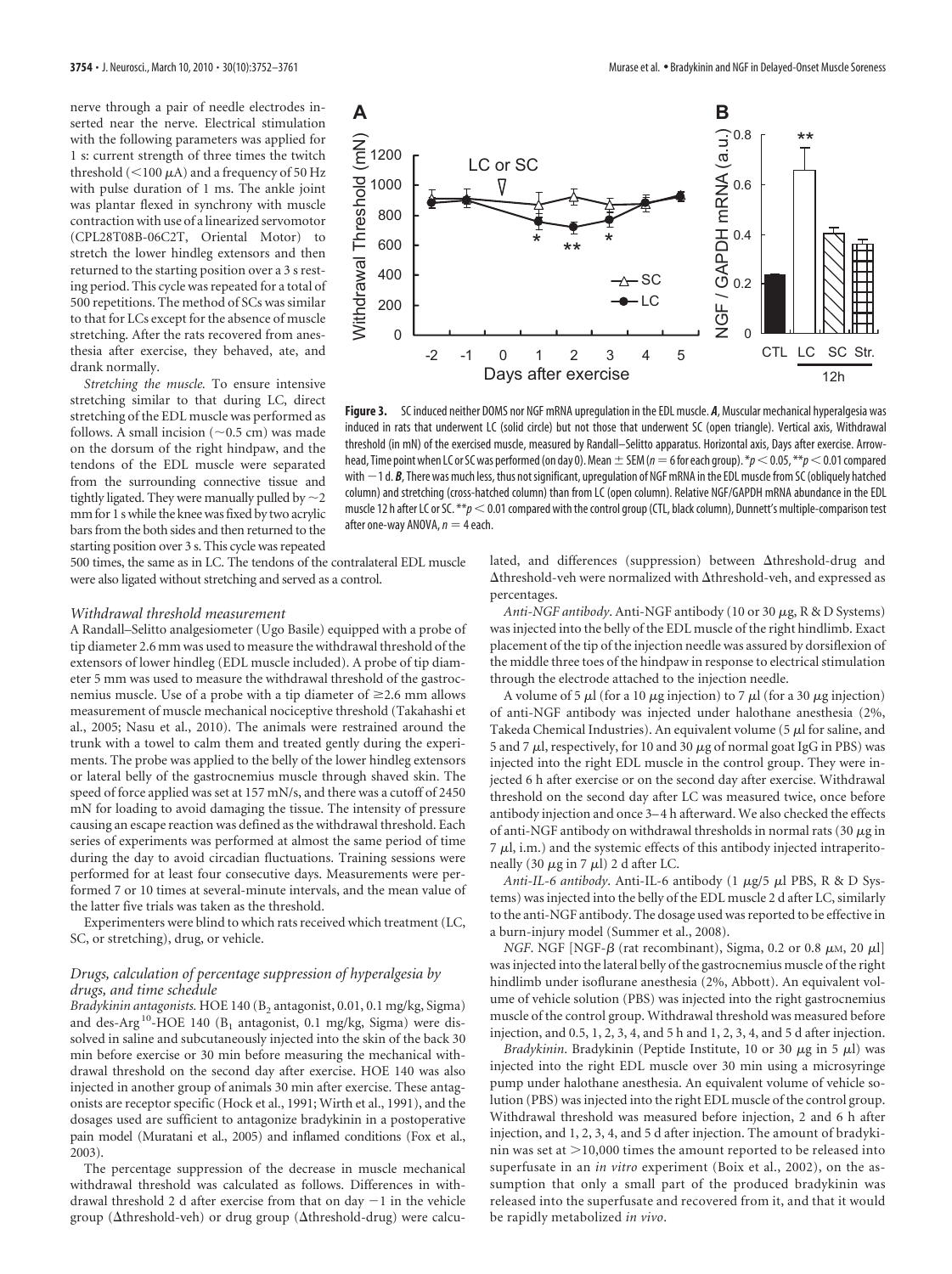nerve through a pair of needle electrodes inserted near the nerve. Electrical stimulation with the following parameters was applied for 1 s: current strength of three times the twitch threshold (<100 μA) and a frequency of 50 Hz with pulse duration of 1 ms. The ankle joint was plantar flexed in synchrony with muscle contraction with use of a linearized servomotor (CPL28T08B-06C2T, Oriental Motor) to stretch the lower hindleg extensors and then returned to the starting position over a 3 s resting period. This cycle was repeated for a total of 500 repetitions. The method of SCs was similar to that for LCs except for the absence of muscle stretching. After the rats recovered from anesthesia after exercise, they behaved, ate, and drank normally.

*Stretching the muscle.* To ensure intensive stretching similar to that during LC, direct stretching of the EDL muscle was performed as follows. A small incision (~0.5 cm) was made on the dorsum of the right hindpaw, and the tendons of the EDL muscle were separated from the surrounding connective tissue and tightly ligated. They were manually pulled by ~2 mm for 1 s while the knee was fixed by two acrylic bars from the both sides and then returned to the starting position over 3 s. This cycle was repeated 500 times, the same as in LC. The tendons of the contralateral EDL muscle were also ligated without stretching and served as a control.

**Figure 3.** SC induced neither DOMS nor NGF mRNA upregulation in the EDL muscle. ***A***, Muscular mechanical hyperalgesia was induced in rats that underwent LC (solid circle) but not those that underwent SC (open triangle). Vertical axis, Withdrawal threshold (in mN) of the exercised muscle, measured by Randall–Selitto apparatus. Horizontal axis, Days after exercise. Arrowhead, Time point when LC or SC was performed (on day 0). Mean ± SEM ($n = 6$ for each group). $*p < 0.05$, $**p < 0.01$ compared with −1 d. ***B***, There was much less, thus not significant, upregulation of NGF mRNA in the EDL muscle from SC (obliquely hatched column) and stretching (cross-hatched column) than from LC (open column). Relative NGF/GAPDH mRNA abundance in the EDL muscle 12 h after LC or SC. $**p < 0.01$ compared with the control group (CTL, black column), Dunnett's multiple-comparison test after one-way ANOVA, $n = 4$ each.

### *Withdrawal threshold measurement*

A Randall–Selitto analgesiometer (Ugo Basile) equipped with a probe of tip diameter 2.6 mm was used to measure the withdrawal threshold of the extensors of lower hindleg (EDL muscle included). A probe of tip diameter 5 mm was used to measure the withdrawal threshold of the gastrocnemius muscle. Use of a probe with a tip diameter of ≥2.6 mm allows measurement of muscle mechanical nociceptive threshold (Takahashi et al., 2005; Nasu et al., 2010). The animals were restrained around the trunk with a towel to calm them and treated gently during the experiments. The probe was applied to the belly of the lower hindleg extensors or lateral belly of the gastrocnemius muscle through shaved skin. The speed of force applied was set at 157 mN/s, and there was a cutoff of 2450 mN for loading to avoid damaging the tissue. The intensity of pressure causing an escape reaction was defined as the withdrawal threshold. Each series of experiments was performed at almost the same period of time during the day to avoid circadian fluctuations. Training sessions were performed for at least four consecutive days. Measurements were performed 7 or 10 times at several-minute intervals, and the mean value of the latter five trials was taken as the threshold.

Experimenters were blind to which rats received which treatment (LC, SC, or stretching), drug, or vehicle.

### *Drugs, calculation of percentage suppression of hyperalgesia by drugs, and time schedule*

*Bradykinin antagonists.* HOE 140 ($B_2$ antagonist, 0.01, 0.1 mg/kg, Sigma) and des-Arg[10]-HOE 140 ($B_1$ antagonist, 0.1 mg/kg, Sigma) were dissolved in saline and subcutaneously injected into the skin of the back 30 min before exercise or 30 min before measuring the mechanical withdrawal threshold on the second day after exercise. HOE 140 was also injected in another group of animals 30 min after exercise. These antagonists are receptor specific (Hock et al., 1991; Wirth et al., 1991), and the dosages used are sufficient to antagonize bradykinin in a postoperative pain model (Muratani et al., 2005) and inflamed conditions (Fox et al., 2003).

The percentage suppression of the decrease in muscle mechanical withdrawal threshold was calculated as follows. Differences in withdrawal threshold 2 d after exercise from that on day −1 in the vehicle group (Δthreshold-veh) or drug group (Δthreshold-drug) were calculated, and differences (suppression) between Δthreshold-drug and Δthreshold-veh were normalized with Δthreshold-veh, and expressed as percentages.

*Anti-NGF antibody.* Anti-NGF antibody (10 or 30 μg, R & D Systems) was injected into the belly of the EDL muscle of the right hindlimb. Exact placement of the tip of the injection needle was assured by dorsiflexion of the middle three toes of the hindpaw in response to electrical stimulation through the electrode attached to the injection needle.

A volume of 5 μl (for a 10 μg injection) to 7 μl (for a 30 μg injection) of anti-NGF antibody was injected under halothane anesthesia (2%, Takeda Chemical Industries). An equivalent volume (5 μl for saline, and 5 and 7 μl, respectively, for 10 and 30 μg of normal goat IgG in PBS) was injected into the right EDL muscle in the control group. They were injected 6 h after exercise or on the second day after exercise. Withdrawal threshold on the second day after LC was measured twice, once before antibody injection and once 3–4 h afterward. We also checked the effects of anti-NGF antibody on withdrawal thresholds in normal rats (30 μg in 7 μl, i.m.) and the systemic effects of this antibody injected intraperitoneally (30 μg in 7 μl) 2 d after LC.

*Anti-IL-6 antibody.* Anti-IL-6 antibody (1 μg/5 μl PBS, R & D Systems) was injected into the belly of the EDL muscle 2 d after LC, similarly to the anti-NGF antibody. The dosage used was reported to be effective in a burn-injury model (Summer et al., 2008).

*NGF.* NGF [NGF-β (rat recombinant), Sigma, 0.2 or 0.8 μM, 20 μl] was injected into the lateral belly of the gastrocnemius muscle of the right hindlimb under isoflurane anesthesia (2%, Abbott). An equivalent volume of vehicle solution (PBS) was injected into the right gastrocnemius muscle of the control group. Withdrawal threshold was measured before injection, and 0.5, 1, 2, 3, 4, and 5 h and 1, 2, 3, 4, and 5 d after injection.

*Bradykinin.* Bradykinin (Peptide Institute, 10 or 30 μg in 5 μl) was injected into the right EDL muscle over 30 min using a microsyringe pump under halothane anesthesia. An equivalent volume of vehicle solution (PBS) was injected into the right EDL muscle of the control group. Withdrawal threshold was measured before injection, 2 and 6 h after injection, and 1, 2, 3, 4, and 5 d after injection. The amount of bradykinin was set at >10,000 times the amount reported to be released into superfusate in an *in vitro* experiment (Boix et al., 2002), on the assumption that only a small part of the produced bradykinin was released into the superfusate and recovered from it, and that it would be rapidly metabolized *in vivo*.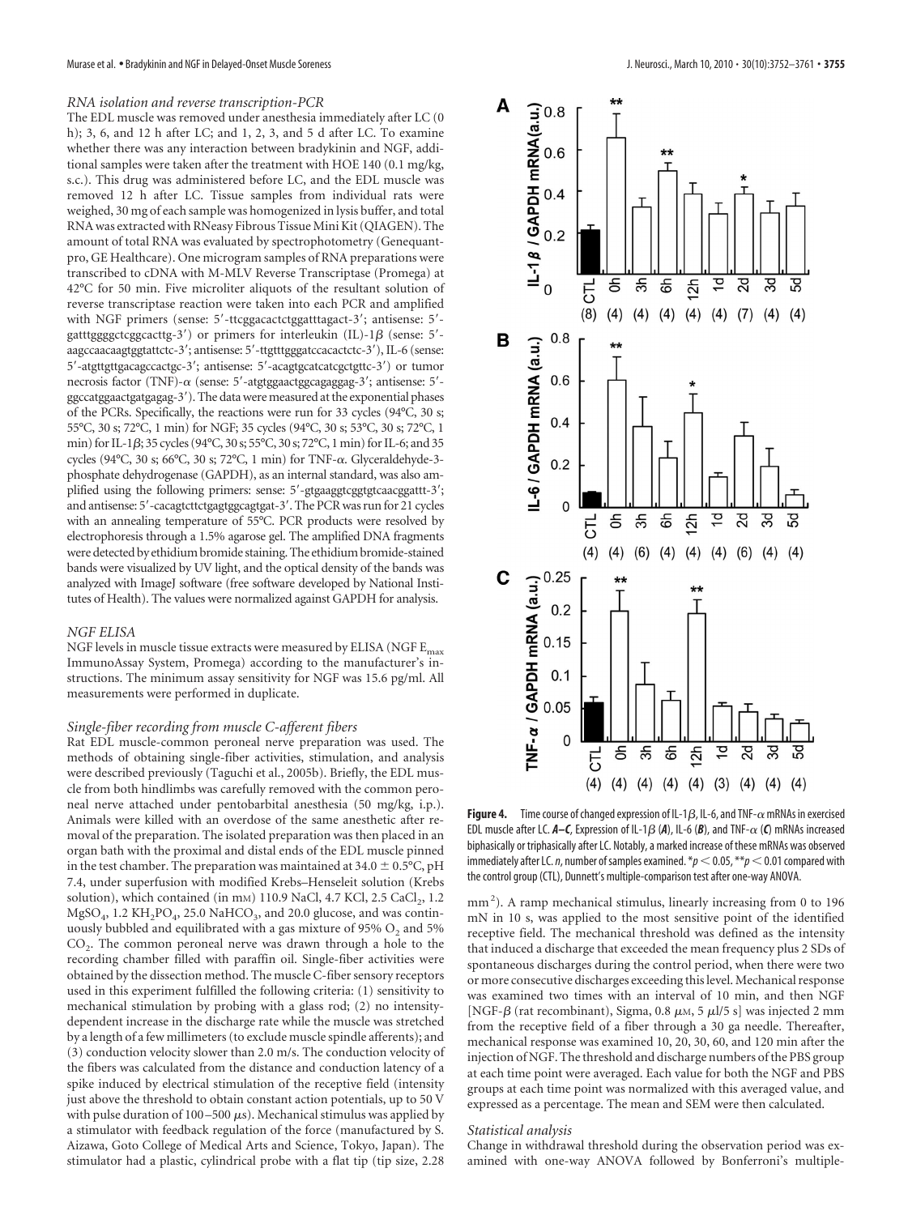### RNA isolation and reverse transcription-PCR

The EDL muscle was removed under anesthesia immediately after LC (0 h); 3, 6, and 12 h after LC; and 1, 2, 3, and 5 d after LC. To examine whether there was any interaction between bradykinin and NGF, additional samples were taken after the treatment with HOE 140 (0.1 mg/kg, s.c.). This drug was administered before LC, and the EDL muscle was removed 12 h after LC. Tissue samples from individual rats were weighed, 30 mg of each sample was homogenized in lysis buffer, and total RNA was extracted with RNeasy Fibrous Tissue Mini Kit (QIAGEN). The amount of total RNA was evaluated by spectrophotometry (Genequant-pro, GE Healthcare). One microgram samples of RNA preparations were transcribed to cDNA with M-MLV Reverse Transcriptase (Promega) at 42°C for 50 min. Five microliter aliquots of the resultant solution of reverse transcriptase reaction were taken into each PCR and amplified with NGF primers (sense: 5′-ttcggacactctggatttagact-3′; antisense: 5′-gatttggggctcggcacttg-3′) or primers for interleukin (IL)-1β (sense: 5′-aagccaacaagtggtattctc-3′; antisense: 5′-ttgtttgggatccacactctc-3′), IL-6 (sense: 5′-atgttgttgacagccactgc-3′; antisense: 5′-acagtgcatcatcgctgttc-3′) or tumor necrosis factor (TNF)-α (sense: 5′-atgtggaactggcagaggag-3′; antisense: 5′-ggccatggaactgatgagag-3′). The data were measured at the exponential phases of the PCRs. Specifically, the reactions were run for 33 cycles (94°C, 30 s; 55°C, 30 s; 72°C, 1 min) for NGF; 35 cycles (94°C, 30 s; 53°C, 30 s; 72°C, 1 min) for IL-1β; 35 cycles (94°C, 30 s; 55°C, 30 s; 72°C, 1 min) for IL-6; and 35 cycles (94°C, 30 s; 66°C, 30 s; 72°C, 1 min) for TNF-α. Glyceraldehyde-3-phosphate dehydrogenase (GAPDH), as an internal standard, was also amplified using the following primers: sense: 5′-gtgaaggtcggtgtcaacggattt-3′; and antisense: 5′-cacagtcttctgagtggcagtgat-3′. The PCR was run for 21 cycles with an annealing temperature of 55°C. PCR products were resolved by electrophoresis through a 1.5% agarose gel. The amplified DNA fragments were detected by ethidium bromide staining. The ethidium bromide-stained bands were visualized by UV light, and the optical density of the bands was analyzed with ImageJ software (free software developed by National Institutes of Health). The values were normalized against GAPDH for analysis.

### NGF ELISA

NGF levels in muscle tissue extracts were measured by ELISA (NGF $E_{max}$ ImmunoAssay System, Promega) according to the manufacturer's instructions. The minimum assay sensitivity for NGF was 15.6 pg/ml. All measurements were performed in duplicate.

### Single-fiber recording from muscle C-afferent fibers

Rat EDL muscle-common peroneal nerve preparation was used. The methods of obtaining single-fiber activities, stimulation, and analysis were described previously (Taguchi et al., 2005b). Briefly, the EDL muscle from both hindlimbs was carefully removed with the common peroneal nerve attached under pentobarbital anesthesia (50 mg/kg, i.p.). Animals were killed with an overdose of the same anesthetic after removal of the preparation. The isolated preparation was then placed in an organ bath with the proximal and distal ends of the EDL muscle pinned in the test chamber. The preparation was maintained at 34.0 ± 0.5°C, pH 7.4, under superfusion with modified Krebs–Henseleit solution (Krebs solution), which contained (in mM) 110.9 NaCl, 4.7 KCl, 2.5 $CaCl_2$, 1.2 $MgSO_4$, 1.2 $KH_2PO_4$, 25.0 $NaHCO_3$, and 20.0 glucose, and was continuously bubbled and equilibrated with a gas mixture of 95% $O_2$ and 5% $CO_2$. The common peroneal nerve was drawn through a hole to the recording chamber filled with paraffin oil. Single-fiber activities were obtained by the dissection method. The muscle C-fiber sensory receptors used in this experiment fulfilled the following criteria: (1) sensitivity to mechanical stimulation by probing with a glass rod; (2) no intensity-dependent increase in the discharge rate while the muscle was stretched by a length of a few millimeters (to exclude muscle spindle afferents); and (3) conduction velocity slower than 2.0 m/s. The conduction velocity of the fibers was calculated from the distance and conduction latency of a spike induced by electrical stimulation of the receptive field (intensity just above the threshold to obtain constant action potentials, up to 50 V with pulse duration of 100–500 μs). Mechanical stimulus was applied by a stimulator with feedback regulation of the force (manufactured by S. Aizawa, Goto College of Medical Arts and Science, Tokyo, Japan). The stimulator had a plastic, cylindrical probe with a flat tip (tip size, 2.28 $mm^2$). A ramp mechanical stimulus, linearly increasing from 0 to 196 mN in 10 s, was applied to the most sensitive point of the identified receptive field. The mechanical threshold was defined as the intensity that induced a discharge that exceeded the mean frequency plus 2 SDs of spontaneous discharges during the control period, when there were two or more consecutive discharges exceeding this level. Mechanical response was examined two times with an interval of 10 min, and then NGF [NGF-β (rat recombinant), Sigma, 0.8 μM, 5 μl/5 s] was injected 2 mm from the receptive field of a fiber through a 30 ga needle. Thereafter, mechanical response was examined 10, 20, 30, 60, and 120 min after the injection of NGF. The threshold and discharge numbers of the PBS group at each time point were averaged. Each value for both the NGF and PBS groups at each time point was normalized with this averaged value, and expressed as a percentage. The mean and SEM were then calculated.

### Statistical analysis

Change in withdrawal threshold during the observation period was examined with one-way ANOVA followed by Bonferroni's multiple-

**Figure 4.** Time course of changed expression of IL-1β, IL-6, and TNF-α mRNAs in exercised EDL muscle after LC. ***A–C***, Expression of IL-1β (***A***), IL-6 (***B***), and TNF-α (***C***) mRNAs increased biphasically or triphasically after LC. Notably, a marked increase of these mRNAs was observed immediately after LC. *n*, number of samples examined. \*$p < 0.05$, \*\*$p < 0.01$ compared with the control group (CTL), Dunnett's multiple-comparison test after one-way ANOVA.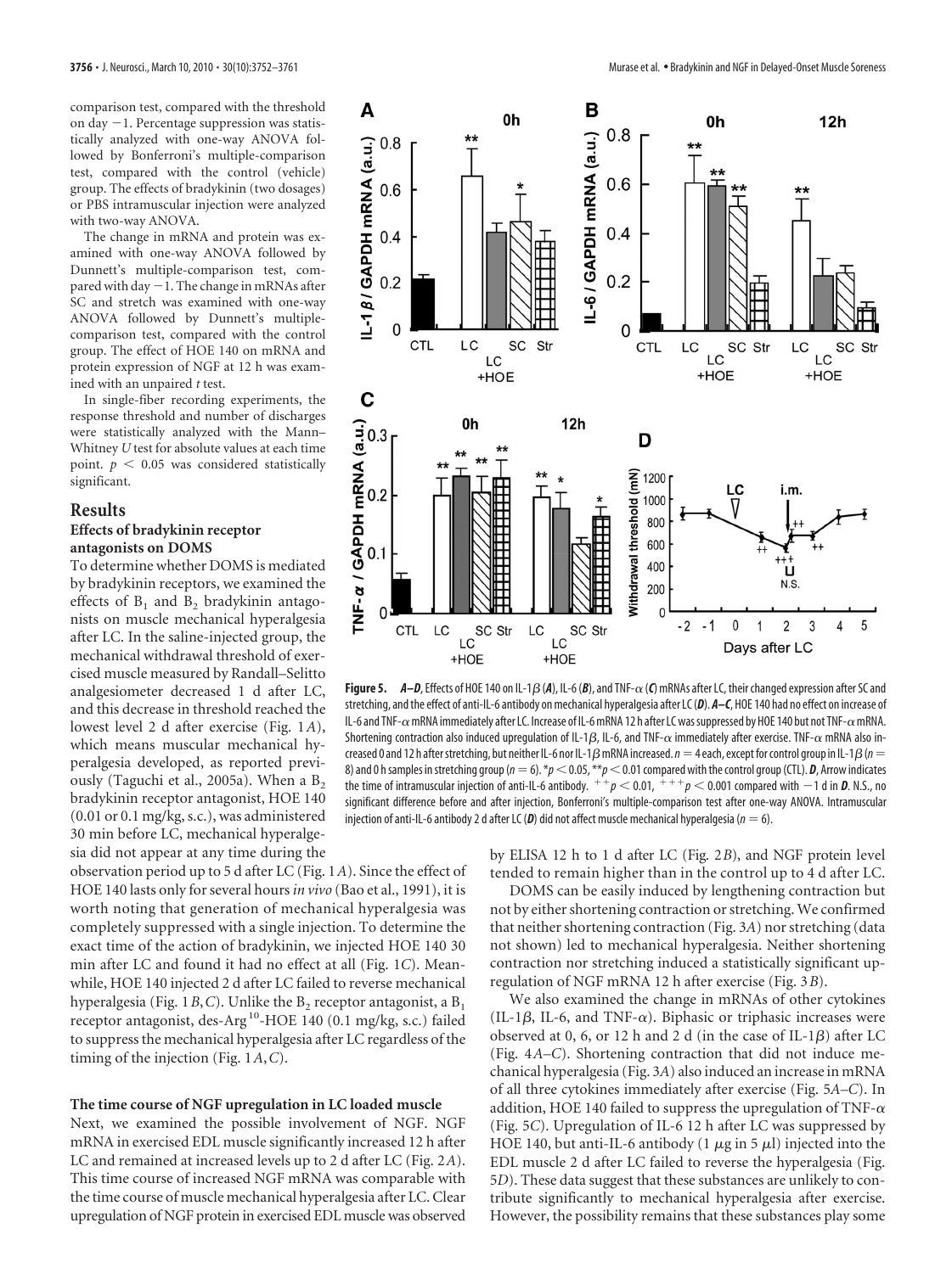comparison test, compared with the threshold on day −1. Percentage suppression was statistically analyzed with one-way ANOVA followed by Bonferroni's multiple-comparison test, compared with the control (vehicle) group. The effects of bradykinin (two dosages) or PBS intramuscular injection were analyzed with two-way ANOVA.

The change in mRNA and protein was examined with one-way ANOVA followed by Dunnett's multiple-comparison test, compared with day −1. The change in mRNAs after SC and stretch was examined with one-way ANOVA followed by Dunnett's multiple-comparison test, compared with the control group. The effect of HOE 140 on mRNA and protein expression of NGF at 12 h was examined with an unpaired *t* test.

In single-fiber recording experiments, the response threshold and number of discharges were statistically analyzed with the Mann–Whitney *U* test for absolute values at each time point. $p < 0.05$ was considered statistically significant.

## Results

### Effects of bradykinin receptor antagonists on DOMS

To determine whether DOMS is mediated by bradykinin receptors, we examined the effects of $B_1$ and $B_2$ bradykinin antagonists on muscle mechanical hyperalgesia after LC. In the saline-injected group, the mechanical withdrawal threshold of exercised muscle measured by Randall–Selitto analgesiometer decreased 1 d after LC, and this decrease in threshold reached the lowest level 2 d after exercise (Fig. 1*A*), which means muscular mechanical hyperalgesia developed, as reported previously (Taguchi et al., 2005a). When a $B_2$ bradykinin receptor antagonist, HOE 140 (0.01 or 0.1 mg/kg, s.c.), was administered 30 min before LC, mechanical hyperalgesia did not appear at any time during the observation period up to 5 d after LC (Fig. 1*A*). Since the effect of HOE 140 lasts only for several hours *in vivo* (Bao et al., 1991), it is worth noting that generation of mechanical hyperalgesia was completely suppressed with a single injection. To determine the exact time of the action of bradykinin, we injected HOE 140 30 min after LC and found it had no effect at all (Fig. 1*C*). Meanwhile, HOE 140 injected 2 d after LC failed to reverse mechanical hyperalgesia (Fig. 1*B*,*C*). Unlike the $B_2$ receptor antagonist, a $B_1$ receptor antagonist, des-Arg[10]-HOE 140 (0.1 mg/kg, s.c.) failed to suppress the mechanical hyperalgesia after LC regardless of the timing of the injection (Fig. 1*A*,*C*).

### The time course of NGF upregulation in LC loaded muscle

Next, we examined the possible involvement of NGF. NGF mRNA in exercised EDL muscle significantly increased 12 h after LC and remained at increased levels up to 2 d after LC (Fig. 2*A*). This time course of increased NGF mRNA was comparable with the time course of muscle mechanical hyperalgesia after LC. Clear upregulation of NGF protein in exercised EDL muscle was observed by ELISA 12 h to 1 d after LC (Fig. 2*B*), and NGF protein level tended to remain higher than in the control up to 4 d after LC.

DOMS can be easily induced by lengthening contraction but not by either shortening contraction or stretching. We confirmed that neither shortening contraction (Fig. 3*A*) nor stretching (data not shown) led to mechanical hyperalgesia. Neither shortening contraction nor stretching induced a statistically significant upregulation of NGF mRNA 12 h after exercise (Fig. 3*B*).

We also examined the change in mRNAs of other cytokines (IL-1β, IL-6, and TNF-α). Biphasic or triphasic increases were observed at 0, 6, or 12 h and 2 d (in the case of IL-1β) after LC (Fig. 4*A*–*C*). Shortening contraction that did not induce mechanical hyperalgesia (Fig. 3*A*) also induced an increase in mRNA of all three cytokines immediately after exercise (Fig. 5*A*–*C*). In addition, HOE 140 failed to suppress the upregulation of TNF-α (Fig. 5*C*). Upregulation of IL-6 12 h after LC was suppressed by HOE 140, but anti-IL-6 antibody (1 μg in 5 μl) injected into the EDL muscle 2 d after LC failed to reverse the hyperalgesia (Fig. 5*D*). These data suggest that these substances are unlikely to contribute significantly to mechanical hyperalgesia after exercise. However, the possibility remains that these substances play some

**Figure 5.** ***A*–*D***, Effects of HOE 140 on IL-1β (***A***), IL-6 (***B***), and TNF-α (***C***) mRNAs after LC, their changed expression after SC and stretching, and the effect of anti-IL-6 antibody on mechanical hyperalgesia after LC (***D***). ***A*–*C***, HOE 140 had no effect on increase of IL-6 and TNF-α mRNA immediately after LC. Increase of IL-6 mRNA 12 h after LC was suppressed by HOE 140 but not TNF-α mRNA. Shortening contraction also induced upregulation of IL-1β, IL-6, and TNF-α immediately after exercise. TNF-α mRNA also increased 0 and 12 h after stretching, but neither IL-6 nor IL-1β mRNA increased. $n = 4$ each, except for control group in IL-1β ($n = 8$) and 0 h samples in stretching group ($n = 6$). \*$p < 0.05$, \*\*$p < 0.01$ compared with the control group (CTL). ***D***, Arrow indicates the time of intramuscular injection of anti-IL-6 antibody. $^{++}p < 0.01$, $^{+++}p < 0.001$ compared with −1 d in ***D***. N.S., no significant difference before and after injection, Bonferroni's multiple-comparison test after one-way ANOVA. Intramuscular injection of anti-IL-6 antibody 2 d after LC (***D***) did not affect muscle mechanical hyperalgesia ($n = 6$).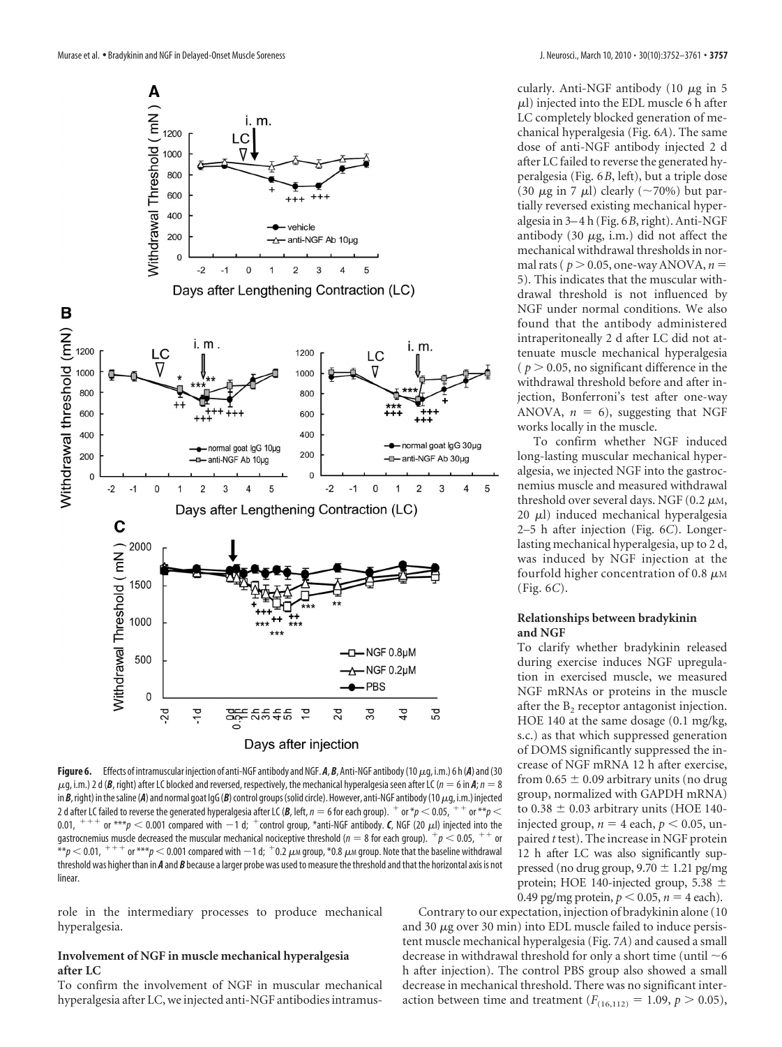**Figure 6.** Effects of intramuscular injection of anti-NGF antibody and NGF. ***A***, ***B***, Anti-NGF antibody (10 μg, i.m.) 6 h (***A***) and (30 μg, i.m.) 2 d (***B***, right) after LC blocked and reversed, respectively, the mechanical hyperalgesia seen after LC ($n = 6$ in ***A***; $n = 8$ in ***B***, right) in the saline (***A***) and normal goat IgG (***B***) control groups (solid circle). However, anti-NGF antibody (10 μg, i.m.) injected 2 d after LC failed to reverse the generated hyperalgesia after LC (***B***, left, $n = 6$ for each group). $^{+}$ or *$p < 0.05$, $^{++}$ or **$p < 0.01$, $^{+++}$ or ***$p < 0.001$ compared with −1 d; $^{+}$control group, *anti-NGF antibody. ***C***, NGF (20 μl) injected into the gastrocnemius muscle decreased the muscular mechanical nociceptive threshold ($n = 8$ for each group). $^{+}p < 0.05$, $^{++}$ or **$p < 0.01$, $^{+++}$ or ***$p < 0.001$ compared with −1 d; $^{+}$0.2 μM group, *0.8 μM group. Note that the baseline withdrawal threshold was higher than in ***A*** and ***B*** because a larger probe was used to measure the threshold and that the horizontal axis is not linear.

role in the intermediary processes to produce mechanical hyperalgesia.

### Involvement of NGF in muscle mechanical hyperalgesia after LC

To confirm the involvement of NGF in muscular mechanical hyperalgesia after LC, we injected anti-NGF antibodies intramuscularly. Anti-NGF antibody (10 μg in 5 μl) injected into the EDL muscle 6 h after LC completely blocked generation of mechanical hyperalgesia (Fig. 6*A*). The same dose of anti-NGF antibody injected 2 d after LC failed to reverse the generated hyperalgesia (Fig. 6*B*, left), but a triple dose (30 μg in 7 μl) clearly (~70%) but partially reversed existing mechanical hyperalgesia in 3–4 h (Fig. 6*B*, right). Anti-NGF antibody (30 μg, i.m.) did not affect the mechanical withdrawal thresholds in normal rats ( $p > 0.05$, one-way ANOVA, $n = 5$). This indicates that the muscular withdrawal threshold is not influenced by NGF under normal conditions. We also found that the antibody administered intraperitoneally 2 d after LC did not attenuate muscle mechanical hyperalgesia ( $p > 0.05$, no significant difference in the withdrawal threshold before and after injection, Bonferroni's test after one-way ANOVA, $n = 6$), suggesting that NGF works locally in the muscle.

To confirm whether NGF induced long-lasting muscular mechanical hyperalgesia, we injected NGF into the gastrocnemius muscle and measured withdrawal threshold over several days. NGF (0.2 μM, 20 μl) induced mechanical hyperalgesia 2–5 h after injection (Fig. 6*C*). Longer-lasting mechanical hyperalgesia, up to 2 d, was induced by NGF injection at the fourfold higher concentration of 0.8 μM (Fig. 6*C*).

### Relationships between bradykinin and NGF

To clarify whether bradykinin released during exercise induces NGF upregulation in exercised muscle, we measured NGF mRNAs or proteins in the muscle after the $B_2$ receptor antagonist injection. HOE 140 at the same dosage (0.1 mg/kg, s.c.) as that which suppressed generation of DOMS significantly suppressed the increase of NGF mRNA 12 h after exercise, from 0.65 ± 0.09 arbitrary units (no drug group, normalized with GAPDH mRNA) to 0.38 ± 0.03 arbitrary units (HOE 140-injected group, $n = 4$ each, $p < 0.05$, unpaired $t$ test). The increase in NGF protein 12 h after LC was also significantly suppressed (no drug group, 9.70 ± 1.21 pg/mg protein; HOE 140-injected group, 5.38 ± 0.49 pg/mg protein, $p < 0.05$, $n = 4$ each).

Contrary to our expectation, injection of bradykinin alone (10 and 30 μg over 30 min) into EDL muscle failed to induce persistent muscle mechanical hyperalgesia (Fig. 7*A*) and caused a small decrease in withdrawal threshold for only a short time (until ~6 h after injection). The control PBS group also showed a small decrease in mechanical threshold. There was no significant interaction between time and treatment ($F_{(16,112)} = 1.09$, $p > 0.05$),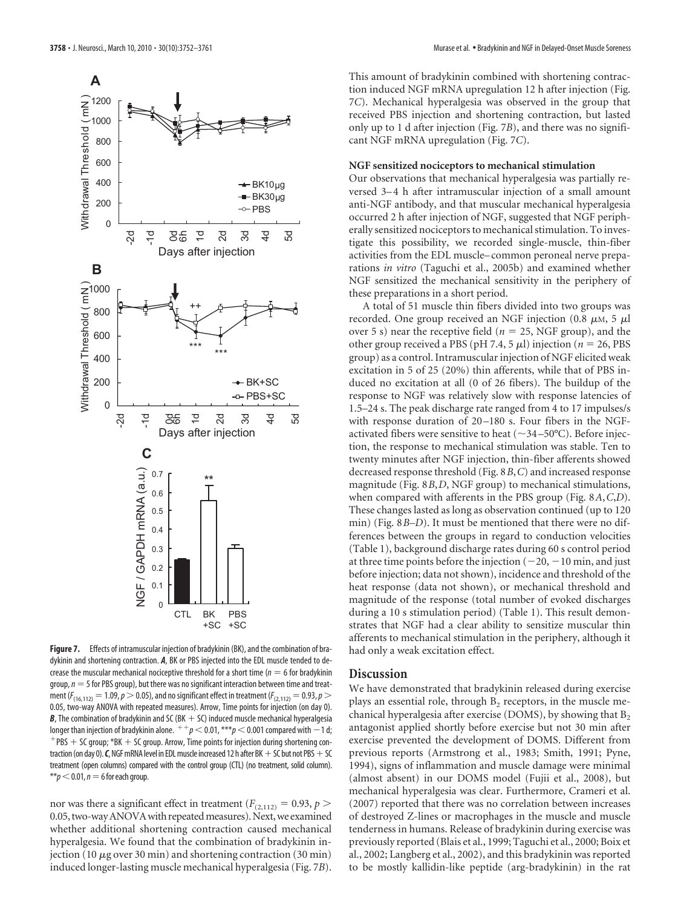**Figure 7.** Effects of intramuscular injection of bradykinin (BK), and the combination of bradykinin and shortening contraction. ***A***, BK or PBS injected into the EDL muscle tended to decrease the muscular mechanical nociceptive threshold for a short time ($n = 6$ for bradykinin group, $n = 5$ for PBS group), but there was no significant interaction between time and treatment ($F_{(16,112)} = 1.09$, $p > 0.05$), and no significant effect in treatment ($F_{(2,112)} = 0.93$, $p > 0.05$, two-way ANOVA with repeated measures). Arrow, Time points for injection (on day 0). ***B***, The combination of bradykinin and SC (BK + SC) induced muscle mechanical hyperalgesia longer than injection of bradykinin alone. $^{++}p < 0.01$, $^{***}p < 0.001$ compared with −1 d; $^{+}$PBS + SC group; *BK + SC group. Arrow, Time points for injection during shortening contraction (on day 0). ***C***, NGF mRNA level in EDL muscle increased 12 h after BK + SC but not PBS + SC treatment (open columns) compared with the control group (CTL) (no treatment, solid column). $^{**}p < 0.01$, $n = 6$ for each group.

nor was there a significant effect in treatment ($F_{(2,112)} = 0.93$, $p > 0.05$, two-way ANOVA with repeated measures). Next, we examined whether additional shortening contraction caused mechanical hyperalgesia. We found that the combination of bradykinin injection (10 μg over 30 min) and shortening contraction (30 min) induced longer-lasting muscle mechanical hyperalgesia (Fig. 7*B*). This amount of bradykinin combined with shortening contraction induced NGF mRNA upregulation 12 h after injection (Fig. 7*C*). Mechanical hyperalgesia was observed in the group that received PBS injection and shortening contraction, but lasted only up to 1 d after injection (Fig. 7*B*), and there was no significant NGF mRNA upregulation (Fig. 7*C*).

### NGF sensitized nociceptors to mechanical stimulation

Our observations that mechanical hyperalgesia was partially reversed 3–4 h after intramuscular injection of a small amount anti-NGF antibody, and that muscular mechanical hyperalgesia occurred 2 h after injection of NGF, suggested that NGF peripherally sensitized nociceptors to mechanical stimulation. To investigate this possibility, we recorded single-muscle, thin-fiber activities from the EDL muscle–common peroneal nerve preparations *in vitro* (Taguchi et al., 2005b) and examined whether NGF sensitized the mechanical sensitivity in the periphery of these preparations in a short period.

A total of 51 muscle thin fibers divided into two groups was recorded. One group received an NGF injection (0.8 μM, 5 μl over 5 s) near the receptive field ($n = 25$, NGF group), and the other group received a PBS (pH 7.4, 5 μl) injection ($n = 26$, PBS group) as a control. Intramuscular injection of NGF elicited weak excitation in 5 of 25 (20%) thin afferents, while that of PBS induced no excitation at all (0 of 26 fibers). The buildup of the response to NGF was relatively slow with response latencies of 1.5–24 s. The peak discharge rate ranged from 4 to 17 impulses/s with response duration of 20–180 s. Four fibers in the NGF-activated fibers were sensitive to heat (~34–50°C). Before injection, the response to mechanical stimulation was stable. Ten to twenty minutes after NGF injection, thin-fiber afferents showed decreased response threshold (Fig. 8*B*,*C*) and increased response magnitude (Fig. 8*B*,*D*, NGF group) to mechanical stimulations, when compared with afferents in the PBS group (Fig. 8*A*,*C*,*D*). These changes lasted as long as observation continued (up to 120 min) (Fig. 8*B*–*D*). It must be mentioned that there were no differences between the groups in regard to conduction velocities (Table 1), background discharge rates during 60 s control period at three time points before the injection (−20, −10 min, and just before injection; data not shown), incidence and threshold of the heat response (data not shown), or mechanical threshold and magnitude of the response (total number of evoked discharges during a 10 s stimulation period) (Table 1). This result demonstrates that NGF had a clear ability to sensitize muscular thin afferents to mechanical stimulation in the periphery, although it had only a weak excitation effect.

## Discussion

We have demonstrated that bradykinin released during exercise plays an essential role, through $B_2$ receptors, in the muscle mechanical hyperalgesia after exercise (DOMS), by showing that $B_2$ antagonist applied shortly before exercise but not 30 min after exercise prevented the development of DOMS. Different from previous reports (Armstrong et al., 1983; Smith, 1991; Pyne, 1994), signs of inflammation and muscle damage were minimal (almost absent) in our DOMS model (Fujii et al., 2008), but mechanical hyperalgesia was clear. Furthermore, Crameri et al. (2007) reported that there was no correlation between increases of destroyed Z-lines or macrophages in the muscle and muscle tenderness in humans. Release of bradykinin during exercise was previously reported (Blais et al., 1999; Taguchi et al., 2000; Boix et al., 2002; Langberg et al., 2002), and this bradykinin was reported to be mostly kallidin-like peptide (arg-bradykinin) in the rat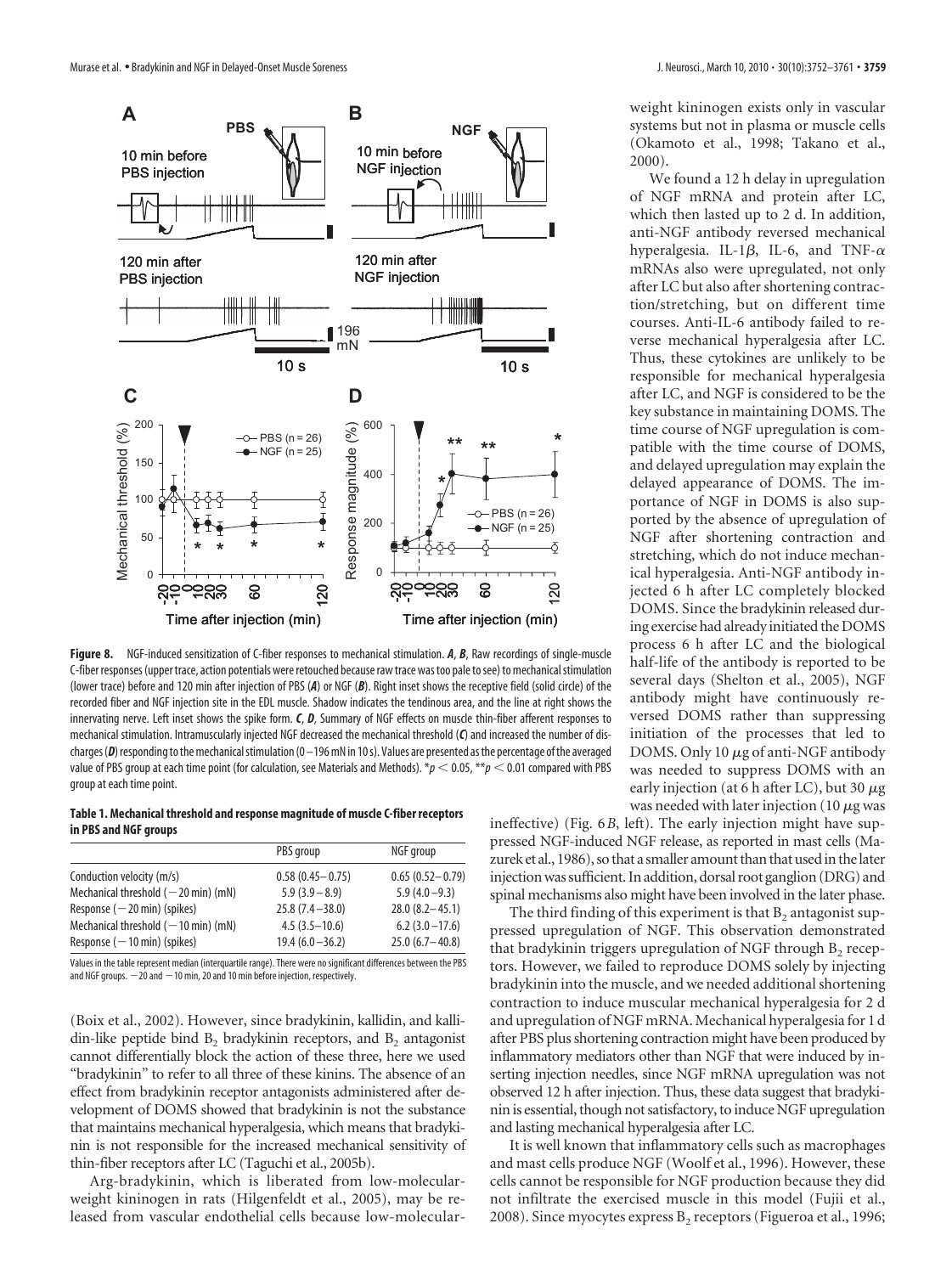**Figure 8.** NGF-induced sensitization of C-fiber responses to mechanical stimulation. ***A***, ***B***, Raw recordings of single-muscle C-fiber responses (upper trace, action potentials were retouched because raw trace was too pale to see) to mechanical stimulation (lower trace) before and 120 min after injection of PBS (***A***) or NGF (***B***). Right inset shows the receptive field (solid circle) of the recorded fiber and NGF injection site in the EDL muscle. Shadow indicates the tendinous area, and the line at right shows the innervating nerve. Left inset shows the spike form. ***C***, ***D***, Summary of NGF effects on muscle thin-fiber afferent responses to mechanical stimulation. Intramuscularly injected NGF decreased the mechanical threshold (***C***) and increased the number of discharges (***D***) responding to the mechanical stimulation (0–196 mN in 10 s). Values are presented as the percentage of the averaged value of PBS group at each time point (for calculation, see Materials and Methods). $*p < 0.05$, $**p < 0.01$ compared with PBS group at each time point.

**Table 1. Mechanical threshold and response magnitude of muscle C-fiber receptors in PBS and NGF groups**

| | PBS group | NGF group |
|---|---|---|
| Conduction velocity (m/s) | 0.58 (0.45–0.75) | 0.65 (0.52–0.79) |
| Mechanical threshold (−20 min) (mN) | 5.9 (3.9–8.9) | 5.9 (4.0–9.3) |
| Response (−20 min) (spikes) | 25.8 (7.4–38.0) | 28.0 (8.2–45.1) |
| Mechanical threshold (−10 min) (mN) | 4.5 (3.5–10.6) | 6.2 (3.0–17.6) |
| Response (−10 min) (spikes) | 19.4 (6.0–36.2) | 25.0 (6.7–40.8) |

Values in the table represent median (interquartile range). There were no significant differences between the PBS and NGF groups. −20 and −10 min, 20 and 10 min before injection, respectively.

(Boix et al., 2002). However, since bradykinin, kallidin, and kallidin-like peptide bind $B_2$ bradykinin receptors, and $B_2$ antagonist cannot differentially block the action of these three, here we used "bradykinin" to refer to all three of these kinins. The absence of an effect from bradykinin receptor antagonists administered after development of DOMS showed that bradykinin is not the substance that maintains mechanical hyperalgesia, which means that bradykinin is not responsible for the increased mechanical sensitivity of thin-fiber receptors after LC (Taguchi et al., 2005b).

Arg-bradykinin, which is liberated from low-molecular-weight kininogen in rats (Hilgenfeldt et al., 2005), may be released from vascular endothelial cells because low-molecular-weight kininogen exists only in vascular systems but not in plasma or muscle cells (Okamoto et al., 1998; Takano et al., 2000).

We found a 12 h delay in upregulation of NGF mRNA and protein after LC, which then lasted up to 2 d. In addition, anti-NGF antibody reversed mechanical hyperalgesia. IL-1$\beta$, IL-6, and TNF-$\alpha$ mRNAs also were upregulated, not only after LC but also after shortening contraction/stretching, but on different time courses. Anti-IL-6 antibody failed to reverse mechanical hyperalgesia after LC. Thus, these cytokines are unlikely to be responsible for mechanical hyperalgesia after LC, and NGF is considered to be the key substance in maintaining DOMS. The time course of NGF upregulation is compatible with the time course of DOMS, and delayed upregulation may explain the delayed appearance of DOMS. The importance of NGF in DOMS is also supported by the absence of upregulation of NGF after shortening contraction and stretching, which do not induce mechanical hyperalgesia. Anti-NGF antibody injected 6 h after LC completely blocked DOMS. Since the bradykinin released during exercise had already initiated the DOMS process 6 h after LC and the biological half-life of the antibody is reported to be several days (Shelton et al., 2005), NGF antibody might have continuously reversed DOMS rather than suppressing initiation of the processes that led to DOMS. Only 10 μg of anti-NGF antibody was needed to suppress DOMS with an early injection (at 6 h after LC), but 30 μg was needed with later injection (10 μg was ineffective) (Fig. 6*B*, left). The early injection might have suppressed NGF-induced NGF release, as reported in mast cells (Mazurek et al., 1986), so that a smaller amount than that used in the later injection was sufficient. In addition, dorsal root ganglion (DRG) and spinal mechanisms also might have been involved in the later phase.

The third finding of this experiment is that $B_2$ antagonist suppressed upregulation of NGF. This observation demonstrated that bradykinin triggers upregulation of NGF through $B_2$ receptors. However, we failed to reproduce DOMS solely by injecting bradykinin into the muscle, and we needed additional shortening contraction to induce muscular mechanical hyperalgesia for 2 d and upregulation of NGF mRNA. Mechanical hyperalgesia for 1 d after PBS plus shortening contraction might have been produced by inflammatory mediators other than NGF that were induced by inserting injection needles, since NGF mRNA upregulation was not observed 12 h after injection. Thus, these data suggest that bradykinin is essential, though not satisfactory, to induce NGF upregulation and lasting mechanical hyperalgesia after LC.

It is well known that inflammatory cells such as macrophages and mast cells produce NGF (Woolf et al., 1996). However, these cells cannot be responsible for NGF production because they did not infiltrate the exercised muscle in this model (Fujii et al., 2008). Since myocytes express $B_2$ receptors (Figueroa et al., 1996;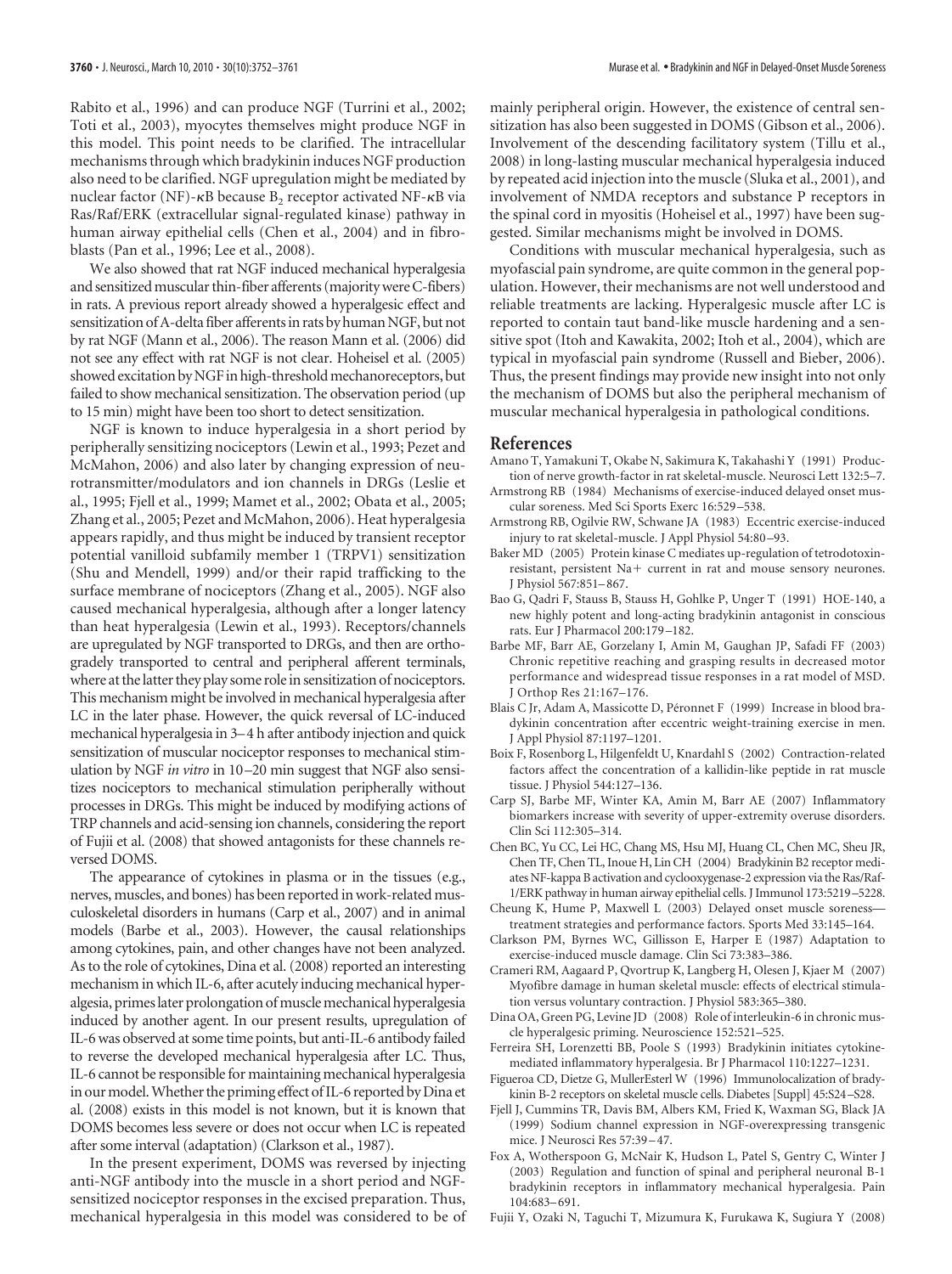Rabito et al., 1996) and can produce NGF (Turrini et al., 2002; Toti et al., 2003), myocytes themselves might produce NGF in this model. This point needs to be clarified. The intracellular mechanisms through which bradykinin induces NGF production also need to be clarified. NGF upregulation might be mediated by nuclear factor (NF)-κB because $B_2$ receptor activated NF-κB via Ras/Raf/ERK (extracellular signal-regulated kinase) pathway in human airway epithelial cells (Chen et al., 2004) and in fibroblasts (Pan et al., 1996; Lee et al., 2008).

We also showed that rat NGF induced mechanical hyperalgesia and sensitized muscular thin-fiber afferents (majority were C-fibers) in rats. A previous report already showed a hyperalgesic effect and sensitization of A-delta fiber afferents in rats by human NGF, but not by rat NGF (Mann et al., 2006). The reason Mann et al. (2006) did not see any effect with rat NGF is not clear. Hoheisel et al. (2005) showed excitation by NGF in high-threshold mechanoreceptors, but failed to show mechanical sensitization. The observation period (up to 15 min) might have been too short to detect sensitization.

NGF is known to induce hyperalgesia in a short period by peripherally sensitizing nociceptors (Lewin et al., 1993; Pezet and McMahon, 2006) and also later by changing expression of neurotransmitter/modulators and ion channels in DRGs (Leslie et al., 1995; Fjell et al., 1999; Mamet et al., 2002; Obata et al., 2005; Zhang et al., 2005; Pezet and McMahon, 2006). Heat hyperalgesia appears rapidly, and thus might be induced by transient receptor potential vanilloid subfamily member 1 (TRPV1) sensitization (Shu and Mendell, 1999) and/or their rapid trafficking to the surface membrane of nociceptors (Zhang et al., 2005). NGF also caused mechanical hyperalgesia, although after a longer latency than heat hyperalgesia (Lewin et al., 1993). Receptors/channels are upregulated by NGF transported to DRGs, and then are orthogradely transported to central and peripheral afferent terminals, where at the latter they play some role in sensitization of nociceptors. This mechanism might be involved in mechanical hyperalgesia after LC in the later phase. However, the quick reversal of LC-induced mechanical hyperalgesia in 3–4 h after antibody injection and quick sensitization of muscular nociceptor responses to mechanical stimulation by NGF *in vitro* in 10–20 min suggest that NGF also sensitizes nociceptors to mechanical stimulation peripherally without processes in DRGs. This might be induced by modifying actions of TRP channels and acid-sensing ion channels, considering the report of Fujii et al. (2008) that showed antagonists for these channels reversed DOMS.

The appearance of cytokines in plasma or in the tissues (e.g., nerves, muscles, and bones) has been reported in work-related musculoskeletal disorders in humans (Carp et al., 2007) and in animal models (Barbe et al., 2003). However, the causal relationships among cytokines, pain, and other changes have not been analyzed. As to the role of cytokines, Dina et al. (2008) reported an interesting mechanism in which IL-6, after acutely inducing mechanical hyperalgesia, primes later prolongation of muscle mechanical hyperalgesia induced by another agent. In our present results, upregulation of IL-6 was observed at some time points, but anti-IL-6 antibody failed to reverse the developed mechanical hyperalgesia after LC. Thus, IL-6 cannot be responsible for maintaining mechanical hyperalgesia in our model. Whether the priming effect of IL-6 reported by Dina et al. (2008) exists in this model is not known, but it is known that DOMS becomes less severe or does not occur when LC is repeated after some interval (adaptation) (Clarkson et al., 1987).

In the present experiment, DOMS was reversed by injecting anti-NGF antibody into the muscle in a short period and NGF-sensitized nociceptor responses in the excised preparation. Thus, mechanical hyperalgesia in this model was considered to be of mainly peripheral origin. However, the existence of central sensitization has also been suggested in DOMS (Gibson et al., 2006). Involvement of the descending facilitatory system (Tillu et al., 2008) in long-lasting muscular mechanical hyperalgesia induced by repeated acid injection into the muscle (Sluka et al., 2001), and involvement of NMDA receptors and substance P receptors in the spinal cord in myositis (Hoheisel et al., 1997) have been suggested. Similar mechanisms might be involved in DOMS.

Conditions with muscular mechanical hyperalgesia, such as myofascial pain syndrome, are quite common in the general population. However, their mechanisms are not well understood and reliable treatments are lacking. Hyperalgesic muscle after LC is reported to contain taut band-like muscle hardening and a sensitive spot (Itoh and Kawakita, 2002; Itoh et al., 2004), which are typical in myofascial pain syndrome (Russell and Bieber, 2006). Thus, the present findings may provide new insight into not only the mechanism of DOMS but also the peripheral mechanism of muscular mechanical hyperalgesia in pathological conditions.

## References

Amano T, Yamakuni T, Okabe N, Sakimura K, Takahashi Y (1991) Production of nerve growth-factor in rat skeletal-muscle. Neurosci Lett 132:5–7.

Armstrong RB (1984) Mechanisms of exercise-induced delayed onset muscular soreness. Med Sci Sports Exerc 16:529–538.

Armstrong RB, Ogilvie RW, Schwane JA (1983) Eccentric exercise-induced injury to rat skeletal-muscle. J Appl Physiol 54:80–93.

Baker MD (2005) Protein kinase C mediates up-regulation of tetrodotoxin-resistant, persistent Na+ current in rat and mouse sensory neurones. J Physiol 567:851–867.

Bao G, Qadri F, Stauss B, Stauss H, Gohlke P, Unger T (1991) HOE-140, a new highly potent and long-acting bradykinin antagonist in conscious rats. Eur J Pharmacol 200:179–182.

Barbe MF, Barr AE, Gorzelany I, Amin M, Gaughan JP, Safadi FF (2003) Chronic repetitive reaching and grasping results in decreased motor performance and widespread tissue responses in a rat model of MSD. J Orthop Res 21:167–176.

Blais C Jr, Adam A, Massicotte D, Péronnet F (1999) Increase in blood bradykinin concentration after eccentric weight-training exercise in men. J Appl Physiol 87:1197–1201.

Boix F, Rosenborg L, Hilgenfeldt U, Knardahl S (2002) Contraction-related factors affect the concentration of a kallidin-like peptide in rat muscle tissue. J Physiol 544:127–136.

Carp SJ, Barbe MF, Winter KA, Amin M, Barr AE (2007) Inflammatory biomarkers increase with severity of upper-extremity overuse disorders. Clin Sci 112:305–314.

Chen BC, Yu CC, Lei HC, Chang MS, Hsu MJ, Huang CL, Chen MC, Sheu JR, Chen TF, Chen TL, Inoue H, Lin CH (2004) Bradykinin B2 receptor mediates NF-kappa B activation and cyclooxygenase-2 expression via the Ras/Raf-1/ERK pathway in human airway epithelial cells. J Immunol 173:5219–5228.

Cheung K, Hume P, Maxwell L (2003) Delayed onset muscle soreness—treatment strategies and performance factors. Sports Med 33:145–164.

Clarkson PM, Byrnes WC, Gillisson E, Harper E (1987) Adaptation to exercise-induced muscle damage. Clin Sci 73:383–386.

Crameri RM, Aagaard P, Qvortrup K, Langberg H, Olesen J, Kjaer M (2007) Myofibre damage in human skeletal muscle: effects of electrical stimulation versus voluntary contraction. J Physiol 583:365–380.

Dina OA, Green PG, Levine JD (2008) Role of interleukin-6 in chronic muscle hyperalgesic priming. Neuroscience 152:521–525.

Ferreira SH, Lorenzetti BB, Poole S (1993) Bradykinin initiates cytokine-mediated inflammatory hyperalgesia. Br J Pharmacol 110:1227–1231.

Figueroa CD, Dietze G, MullerEsterl W (1996) Immunolocalization of bradykinin B-2 receptors on skeletal muscle cells. Diabetes [Suppl] 45:S24–S28.

Fjell J, Cummins TR, Davis BM, Albers KM, Fried K, Waxman SG, Black JA (1999) Sodium channel expression in NGF-overexpressing transgenic mice. J Neurosci Res 57:39–47.

Fox A, Wotherspoon G, McNair K, Hudson L, Patel S, Gentry C, Winter J (2003) Regulation and function of spinal and peripheral neuronal B-1 bradykinin receptors in inflammatory mechanical hyperalgesia. Pain 104:683–691.

Fujii Y, Ozaki N, Taguchi T, Mizumura K, Furukawa K, Sugiura Y (2008)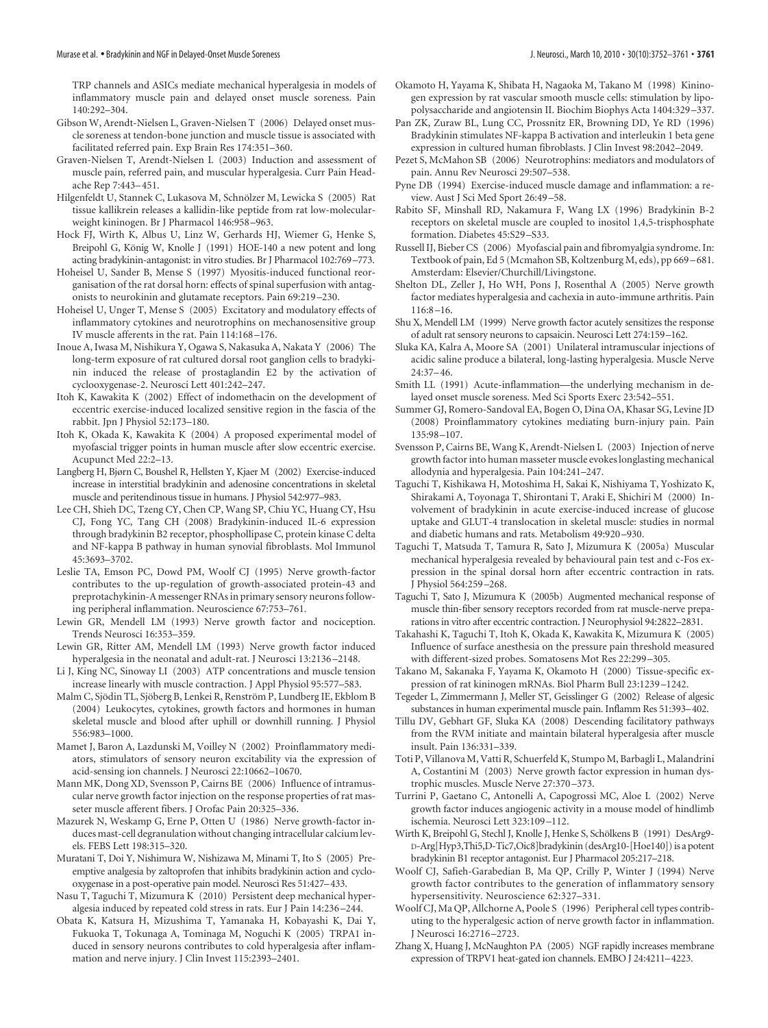TRP channels and ASICs mediate mechanical hyperalgesia in models of inflammatory muscle pain and delayed onset muscle soreness. Pain 140:292–304.

Gibson W, Arendt-Nielsen L, Graven-Nielsen T (2006) Delayed onset muscle soreness at tendon-bone junction and muscle tissue is associated with facilitated referred pain. Exp Brain Res 174:351–360.

Graven-Nielsen T, Arendt-Nielsen L (2003) Induction and assessment of muscle pain, referred pain, and muscular hyperalgesia. Curr Pain Headache Rep 7:443–451.

Hilgenfeldt U, Stannek C, Lukasova M, Schnölzer M, Lewicka S (2005) Rat tissue kallikrein releases a kallidin-like peptide from rat low-molecular-weight kininogen. Br J Pharmacol 146:958–963.

Hock FJ, Wirth K, Albus U, Linz W, Gerhards HJ, Wiemer G, Henke S, Breipohl G, König W, Knolle J (1991) HOE-140 a new potent and long acting bradykinin-antagonist: in vitro studies. Br J Pharmacol 102:769–773.

Hoheisel U, Sander B, Mense S (1997) Myositis-induced functional reorganisation of the rat dorsal horn: effects of spinal superfusion with antagonists to neurokinin and glutamate receptors. Pain 69:219–230.

Hoheisel U, Unger T, Mense S (2005) Excitatory and modulatory effects of inflammatory cytokines and neurotrophins on mechanosensitive group IV muscle afferents in the rat. Pain 114:168–176.

Inoue A, Iwasa M, Nishikura Y, Ogawa S, Nakasuka A, Nakata Y (2006) The long-term exposure of rat cultured dorsal root ganglion cells to bradykinin induced the release of prostaglandin E2 by the activation of cyclooxygenase-2. Neurosci Lett 401:242–247.

Itoh K, Kawakita K (2002) Effect of indomethacin on the development of eccentric exercise-induced localized sensitive region in the fascia of the rabbit. Jpn J Physiol 52:173–180.

Itoh K, Okada K, Kawakita K (2004) A proposed experimental model of myofascial trigger points in human muscle after slow eccentric exercise. Acupunct Med 22:2–13.

Langberg H, Bjørn C, Boushel R, Hellsten Y, Kjaer M (2002) Exercise-induced increase in interstitial bradykinin and adenosine concentrations in skeletal muscle and peritendinous tissue in humans. J Physiol 542:977–983.

Lee CH, Shieh DC, Tzeng CY, Chen CP, Wang SP, Chiu YC, Huang CY, Hsu CJ, Fong YC, Tang CH (2008) Bradykinin-induced IL-6 expression through bradykinin B2 receptor, phospholipase C, protein kinase C delta and NF-kappa B pathway in human synovial fibroblasts. Mol Immunol 45:3693–3702.

Leslie TA, Emson PC, Dowd PM, Woolf CJ (1995) Nerve growth-factor contributes to the up-regulation of growth-associated protein-43 and preprotachykinin-A messenger RNAs in primary sensory neurons following peripheral inflammation. Neuroscience 67:753–761.

Lewin GR, Mendell LM (1993) Nerve growth factor and nociception. Trends Neurosci 16:353–359.

Lewin GR, Ritter AM, Mendell LM (1993) Nerve growth factor induced hyperalgesia in the neonatal and adult-rat. J Neurosci 13:2136–2148.

Li J, King NC, Sinoway LI (2003) ATP concentrations and muscle tension increase linearly with muscle contraction. J Appl Physiol 95:577–583.

Malm C, Sjödin TL, Sjöberg B, Lenkei R, Renström P, Lundberg IE, Ekblom B (2004) Leukocytes, cytokines, growth factors and hormones in human skeletal muscle and blood after uphill or downhill running. J Physiol 556:983–1000.

Mamet J, Baron A, Lazdunski M, Voilley N (2002) Proinflammatory mediators, stimulators of sensory neuron excitability via the expression of acid-sensing ion channels. J Neurosci 22:10662–10670.

Mann MK, Dong XD, Svensson P, Cairns BE (2006) Influence of intramuscular nerve growth factor injection on the response properties of rat masseter muscle afferent fibers. J Orofac Pain 20:325–336.

Mazurek N, Weskamp G, Erne P, Otten U (1986) Nerve growth-factor induces mast-cell degranulation without changing intracellular calcium levels. FEBS Lett 198:315–320.

Muratani T, Doi Y, Nishimura W, Nishizawa M, Minami T, Ito S (2005) Preemptive analgesia by zaltoprofen that inhibits bradykinin action and cyclooxygenase in a post-operative pain model. Neurosci Res 51:427–433.

Nasu T, Taguchi T, Mizumura K (2010) Persistent deep mechanical hyperalgesia induced by repeated cold stress in rats. Eur J Pain 14:236–244.

Obata K, Katsura H, Mizushima T, Yamanaka H, Kobayashi K, Dai Y, Fukuoka T, Tokunaga A, Tominaga M, Noguchi K (2005) TRPA1 induced in sensory neurons contributes to cold hyperalgesia after inflammation and nerve injury. J Clin Invest 115:2393–2401.

Okamoto H, Yayama K, Shibata H, Nagaoka M, Takano M (1998) Kininogen expression by rat vascular smooth muscle cells: stimulation by lipopolysaccharide and angiotensin II. Biochim Biophys Acta 1404:329–337.

Pan ZK, Zuraw BL, Lung CC, Prossnitz ER, Browning DD, Ye RD (1996) Bradykinin stimulates NF-kappa B activation and interleukin 1 beta gene expression in cultured human fibroblasts. J Clin Invest 98:2042–2049.

Pezet S, McMahon SB (2006) Neurotrophins: mediators and modulators of pain. Annu Rev Neurosci 29:507–538.

Pyne DB (1994) Exercise-induced muscle damage and inflammation: a review. Aust J Sci Med Sport 26:49–58.

Rabito SF, Minshall RD, Nakamura F, Wang LX (1996) Bradykinin B-2 receptors on skeletal muscle are coupled to inositol 1,4,5-trisphosphate formation. Diabetes 45:S29–S33.

Russell IJ, Bieber CS (2006) Myofascial pain and fibromyalgia syndrome. In: Textbook of pain, Ed 5 (Mcmahon SB, Koltzenburg M, eds), pp 669–681. Amsterdam: Elsevier/Churchill/Livingstone.

Shelton DL, Zeller J, Ho WH, Pons J, Rosenthal A (2005) Nerve growth factor mediates hyperalgesia and cachexia in auto-immune arthritis. Pain 116:8–16.

Shu X, Mendell LM (1999) Nerve growth factor acutely sensitizes the response of adult rat sensory neurons to capsaicin. Neurosci Lett 274:159–162.

Sluka KA, Kalra A, Moore SA (2001) Unilateral intramuscular injections of acidic saline produce a bilateral, long-lasting hyperalgesia. Muscle Nerve 24:37–46.

Smith LL (1991) Acute-inflammation—the underlying mechanism in delayed onset muscle soreness. Med Sci Sports Exerc 23:542–551.

Summer GJ, Romero-Sandoval EA, Bogen O, Dina OA, Khasar SG, Levine JD (2008) Proinflammatory cytokines mediating burn-injury pain. Pain 135:98–107.

Svensson P, Cairns BE, Wang K, Arendt-Nielsen L (2003) Injection of nerve growth factor into human masseter muscle evokes longlasting mechanical allodynia and hyperalgesia. Pain 104:241–247.

Taguchi T, Kishikawa H, Motoshima H, Sakai K, Nishiyama T, Yoshizato K, Shirakami A, Toyonaga T, Shirontani T, Araki E, Shichiri M (2000) Involvement of bradykinin in acute exercise-induced increase of glucose uptake and GLUT-4 translocation in skeletal muscle: studies in normal and diabetic humans and rats. Metabolism 49:920–930.

Taguchi T, Matsuda T, Tamura R, Sato J, Mizumura K (2005a) Muscular mechanical hyperalgesia revealed by behavioural pain test and c-Fos expression in the spinal dorsal horn after eccentric contraction in rats. J Physiol 564:259–268.

Taguchi T, Sato J, Mizumura K (2005b) Augmented mechanical response of muscle thin-fiber sensory receptors recorded from rat muscle-nerve preparations in vitro after eccentric contraction. J Neurophysiol 94:2822–2831.

Takahashi K, Taguchi T, Itoh K, Okada K, Kawakita K, Mizumura K (2005) Influence of surface anesthesia on the pressure pain threshold measured with different-sized probes. Somatosens Mot Res 22:299–305.

Takano M, Sakanaka F, Yayama K, Okamoto H (2000) Tissue-specific expression of rat kininogen mRNAs. Biol Pharm Bull 23:1239–1242.

Tegeder L, Zimmermann J, Meller ST, Geisslinger G (2002) Release of algesic substances in human experimental muscle pain. Inflamm Res 51:393–402.

Tillu DV, Gebhart GF, Sluka KA (2008) Descending facilitatory pathways from the RVM initiate and maintain bilateral hyperalgesia after muscle insult. Pain 136:331–339.

Toti P, Villanova M, Vatti R, Schuerfeld K, Stumpo M, Barbagli L, Malandrini A, Costantini M (2003) Nerve growth factor expression in human dystrophic muscles. Muscle Nerve 27:370–373.

Turrini P, Gaetano C, Antonelli A, Capogrossi MC, Aloe L (2002) Nerve growth factor induces angiogenic activity in a mouse model of hindlimb ischemia. Neurosci Lett 323:109–112.

Wirth K, Breipohl G, Stechl J, Knolle J, Henke S, Schölkens B (1991) DesArg9-D-Arg[Hyp3,Thi5,D-Tic7,Oic8]bradykinin (desArg10-[Hoe140]) is a potent bradykinin B1 receptor antagonist. Eur J Pharmacol 205:217–218.

Woolf CJ, Safieh-Garabedian B, Ma QP, Crilly P, Winter J (1994) Nerve growth factor contributes to the generation of inflammatory sensory hypersensitivity. Neuroscience 62:327–331.

Woolf CJ, Ma QP, Allchorne A, Poole S (1996) Peripheral cell types contributing to the hyperalgesic action of nerve growth factor in inflammation. J Neurosci 16:2716–2723.

Zhang X, Huang J, McNaughton PA (2005) NGF rapidly increases membrane expression of TRPV1 heat-gated ion channels. EMBO J 24:4211–4223.